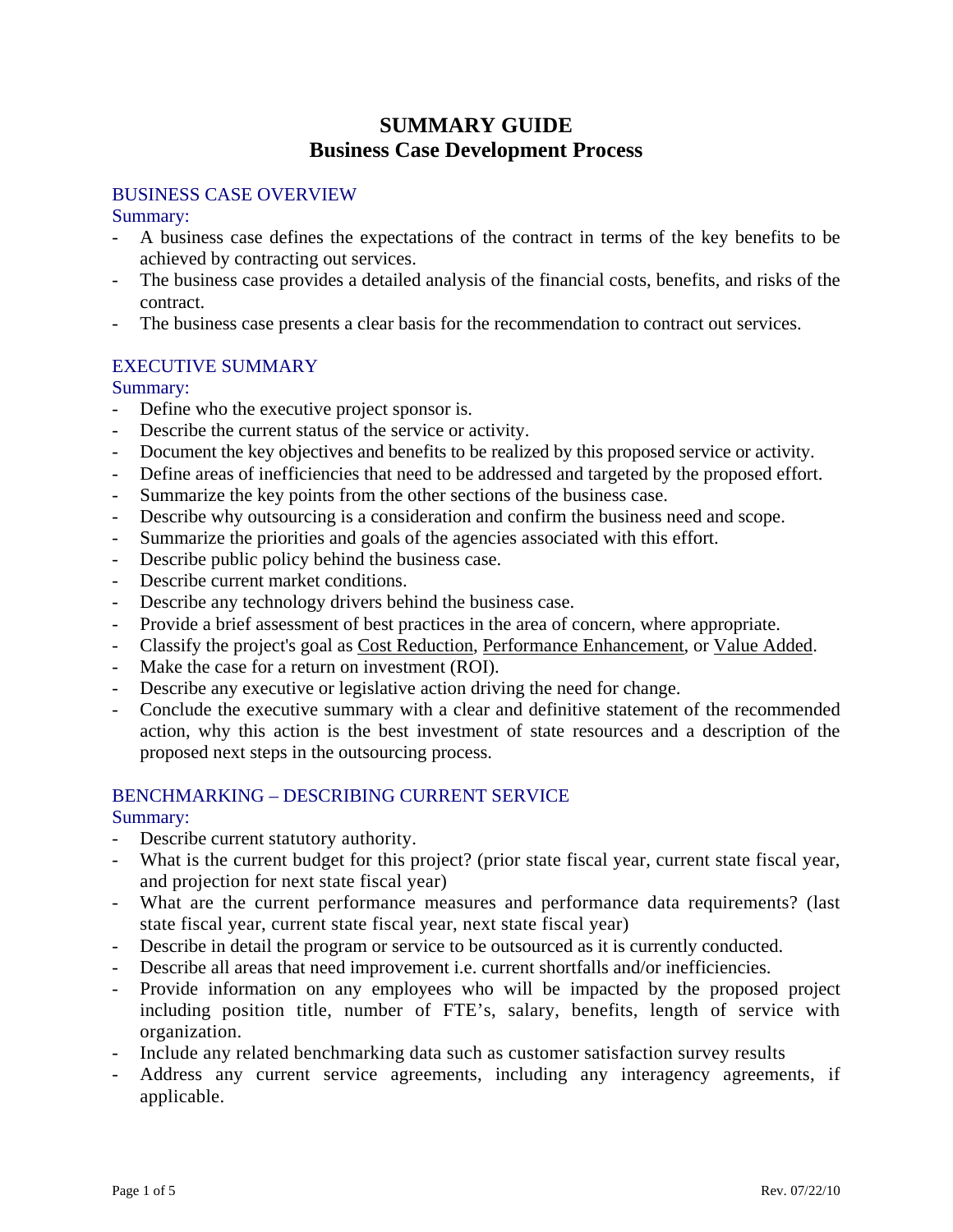# SUMMARY GUIDE
## Business Case Development Process

### BUSINESS CASE OVERVIEW

Summary:

- A business case defines the expectations of the contract in terms of the key benefits to be achieved by contracting out services.
- The business case provides a detailed analysis of the financial costs, benefits, and risks of the contract.
- The business case presents a clear basis for the recommendation to contract out services.

### EXECUTIVE SUMMARY

Summary:

- Define who the executive project sponsor is.
- Describe the current status of the service or activity.
- Document the key objectives and benefits to be realized by this proposed service or activity.
- Define areas of inefficiencies that need to be addressed and targeted by the proposed effort.
- Summarize the key points from the other sections of the business case.
- Describe why outsourcing is a consideration and confirm the business need and scope.
- Summarize the priorities and goals of the agencies associated with this effort.
- Describe public policy behind the business case.
- Describe current market conditions.
- Describe any technology drivers behind the business case.
- Provide a brief assessment of best practices in the area of concern, where appropriate.
- Classify the project's goal as Cost Reduction, Performance Enhancement, or Value Added.
- Make the case for a return on investment (ROI).
- Describe any executive or legislative action driving the need for change.
- Conclude the executive summary with a clear and definitive statement of the recommended action, why this action is the best investment of state resources and a description of the proposed next steps in the outsourcing process.

### BENCHMARKING – DESCRIBING CURRENT SERVICE

Summary:

- Describe current statutory authority.
- What is the current budget for this project? (prior state fiscal year, current state fiscal year, and projection for next state fiscal year)
- What are the current performance measures and performance data requirements? (last state fiscal year, current state fiscal year, next state fiscal year)
- Describe in detail the program or service to be outsourced as it is currently conducted.
- Describe all areas that need improvement i.e. current shortfalls and/or inefficiencies.
- Provide information on any employees who will be impacted by the proposed project including position title, number of FTE's, salary, benefits, length of service with organization.
- Include any related benchmarking data such as customer satisfaction survey results
- Address any current service agreements, including any interagency agreements, if applicable.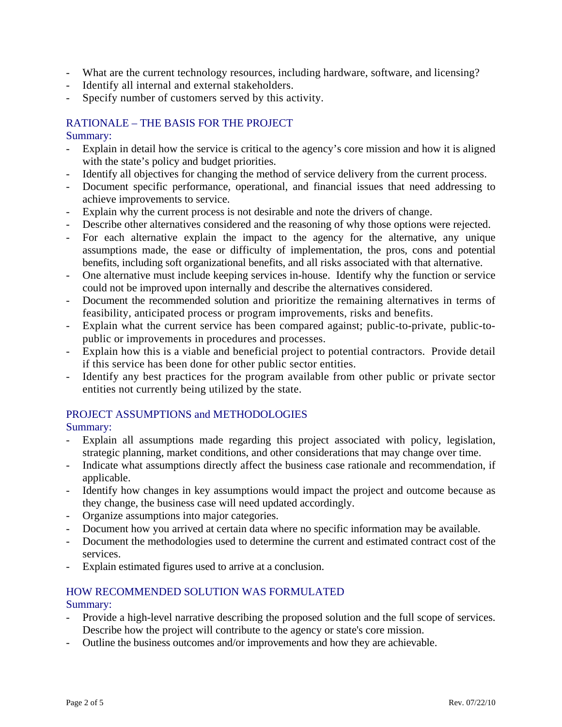- What are the current technology resources, including hardware, software, and licensing?
- Identify all internal and external stakeholders.
- Specify number of customers served by this activity.

## RATIONALE – THE BASIS FOR THE PROJECT

Summary:

- Explain in detail how the service is critical to the agency's core mission and how it is aligned with the state's policy and budget priorities.
- Identify all objectives for changing the method of service delivery from the current process.
- Document specific performance, operational, and financial issues that need addressing to achieve improvements to service.
- Explain why the current process is not desirable and note the drivers of change.
- Describe other alternatives considered and the reasoning of why those options were rejected.
- For each alternative explain the impact to the agency for the alternative, any unique assumptions made, the ease or difficulty of implementation, the pros, cons and potential benefits, including soft organizational benefits, and all risks associated with that alternative.
- One alternative must include keeping services in-house. Identify why the function or service could not be improved upon internally and describe the alternatives considered.
- Document the recommended solution and prioritize the remaining alternatives in terms of feasibility, anticipated process or program improvements, risks and benefits.
- Explain what the current service has been compared against; public-to-private, public-to-public or improvements in procedures and processes.
- Explain how this is a viable and beneficial project to potential contractors. Provide detail if this service has been done for other public sector entities.
- Identify any best practices for the program available from other public or private sector entities not currently being utilized by the state.

## PROJECT ASSUMPTIONS and METHODOLOGIES

Summary:

- Explain all assumptions made regarding this project associated with policy, legislation, strategic planning, market conditions, and other considerations that may change over time.
- Indicate what assumptions directly affect the business case rationale and recommendation, if applicable.
- Identify how changes in key assumptions would impact the project and outcome because as they change, the business case will need updated accordingly.
- Organize assumptions into major categories.
- Document how you arrived at certain data where no specific information may be available.
- Document the methodologies used to determine the current and estimated contract cost of the services.
- Explain estimated figures used to arrive at a conclusion.

## HOW RECOMMENDED SOLUTION WAS FORMULATED

Summary:

- Provide a high-level narrative describing the proposed solution and the full scope of services. Describe how the project will contribute to the agency or state's core mission.
- Outline the business outcomes and/or improvements and how they are achievable.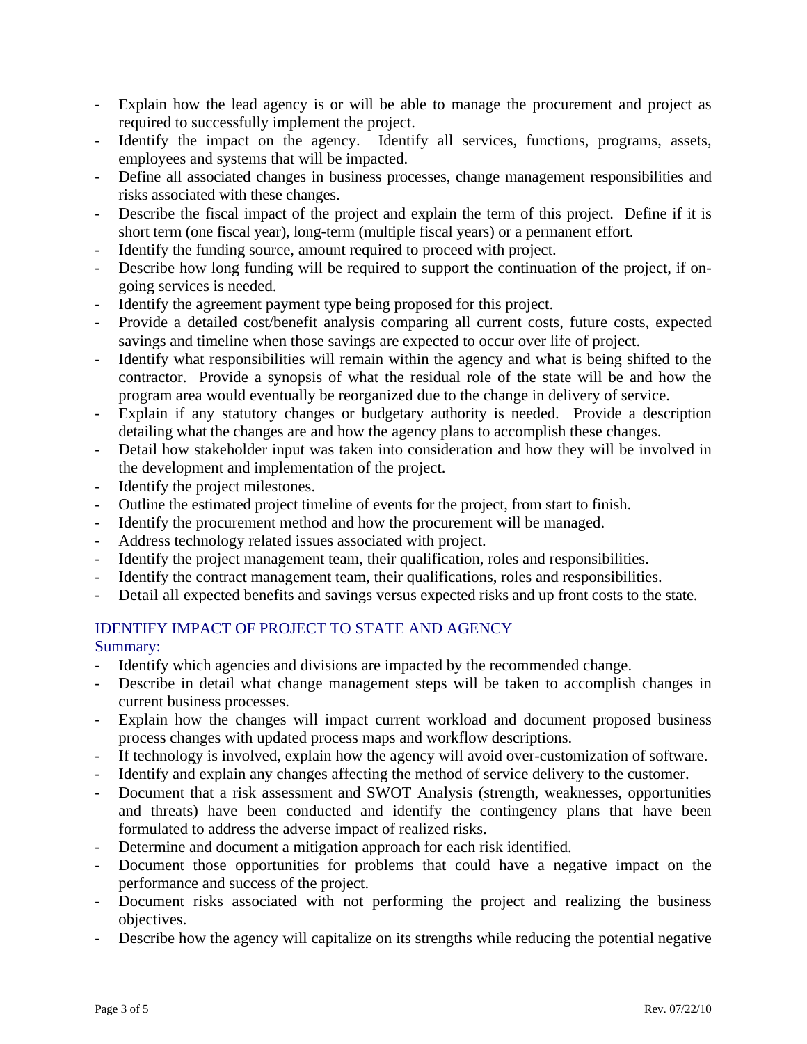- Explain how the lead agency is or will be able to manage the procurement and project as required to successfully implement the project.
- Identify the impact on the agency. Identify all services, functions, programs, assets, employees and systems that will be impacted.
- Define all associated changes in business processes, change management responsibilities and risks associated with these changes.
- Describe the fiscal impact of the project and explain the term of this project. Define if it is short term (one fiscal year), long-term (multiple fiscal years) or a permanent effort.
- Identify the funding source, amount required to proceed with project.
- Describe how long funding will be required to support the continuation of the project, if on-going services is needed.
- Identify the agreement payment type being proposed for this project.
- Provide a detailed cost/benefit analysis comparing all current costs, future costs, expected savings and timeline when those savings are expected to occur over life of project.
- Identify what responsibilities will remain within the agency and what is being shifted to the contractor. Provide a synopsis of what the residual role of the state will be and how the program area would eventually be reorganized due to the change in delivery of service.
- Explain if any statutory changes or budgetary authority is needed. Provide a description detailing what the changes are and how the agency plans to accomplish these changes.
- Detail how stakeholder input was taken into consideration and how they will be involved in the development and implementation of the project.
- Identify the project milestones.
- Outline the estimated project timeline of events for the project, from start to finish.
- Identify the procurement method and how the procurement will be managed.
- Address technology related issues associated with project.
- Identify the project management team, their qualification, roles and responsibilities.
- Identify the contract management team, their qualifications, roles and responsibilities.
- Detail all expected benefits and savings versus expected risks and up front costs to the state.

## IDENTIFY IMPACT OF PROJECT TO STATE AND AGENCY

### Summary:

- Identify which agencies and divisions are impacted by the recommended change.
- Describe in detail what change management steps will be taken to accomplish changes in current business processes.
- Explain how the changes will impact current workload and document proposed business process changes with updated process maps and workflow descriptions.
- If technology is involved, explain how the agency will avoid over-customization of software.
- Identify and explain any changes affecting the method of service delivery to the customer.
- Document that a risk assessment and SWOT Analysis (strength, weaknesses, opportunities and threats) have been conducted and identify the contingency plans that have been formulated to address the adverse impact of realized risks.
- Determine and document a mitigation approach for each risk identified.
- Document those opportunities for problems that could have a negative impact on the performance and success of the project.
- Document risks associated with not performing the project and realizing the business objectives.
- Describe how the agency will capitalize on its strengths while reducing the potential negative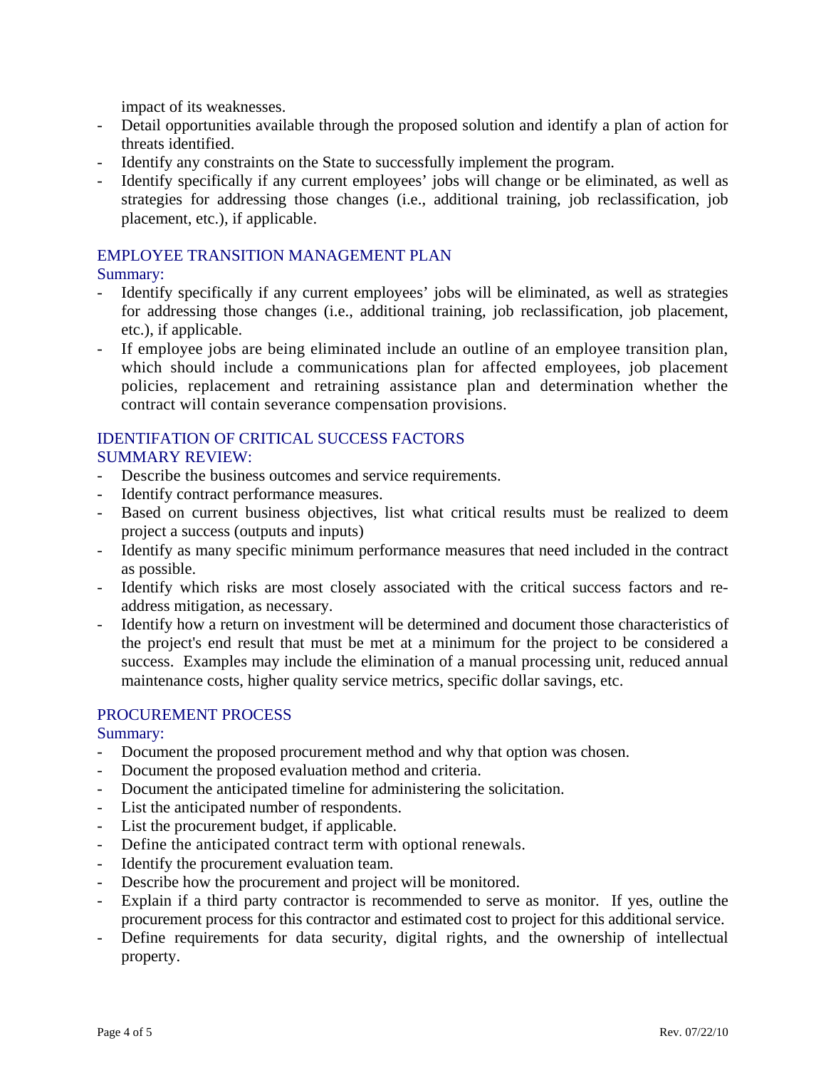impact of its weaknesses.

- Detail opportunities available through the proposed solution and identify a plan of action for threats identified.
- Identify any constraints on the State to successfully implement the program.
- Identify specifically if any current employees' jobs will change or be eliminated, as well as strategies for addressing those changes (i.e., additional training, job reclassification, job placement, etc.), if applicable.

## EMPLOYEE TRANSITION MANAGEMENT PLAN

Summary:

- Identify specifically if any current employees' jobs will be eliminated, as well as strategies for addressing those changes (i.e., additional training, job reclassification, job placement, etc.), if applicable.
- If employee jobs are being eliminated include an outline of an employee transition plan, which should include a communications plan for affected employees, job placement policies, replacement and retraining assistance plan and determination whether the contract will contain severance compensation provisions.

## IDENTIFATION OF CRITICAL SUCCESS FACTORS

SUMMARY REVIEW:

- Describe the business outcomes and service requirements.
- Identify contract performance measures.
- Based on current business objectives, list what critical results must be realized to deem project a success (outputs and inputs)
- Identify as many specific minimum performance measures that need included in the contract as possible.
- Identify which risks are most closely associated with the critical success factors and re-address mitigation, as necessary.
- Identify how a return on investment will be determined and document those characteristics of the project's end result that must be met at a minimum for the project to be considered a success. Examples may include the elimination of a manual processing unit, reduced annual maintenance costs, higher quality service metrics, specific dollar savings, etc.

## PROCUREMENT PROCESS

Summary:

- Document the proposed procurement method and why that option was chosen.
- Document the proposed evaluation method and criteria.
- Document the anticipated timeline for administering the solicitation.
- List the anticipated number of respondents.
- List the procurement budget, if applicable.
- Define the anticipated contract term with optional renewals.
- Identify the procurement evaluation team.
- Describe how the procurement and project will be monitored.
- Explain if a third party contractor is recommended to serve as monitor. If yes, outline the procurement process for this contractor and estimated cost to project for this additional service.
- Define requirements for data security, digital rights, and the ownership of intellectual property.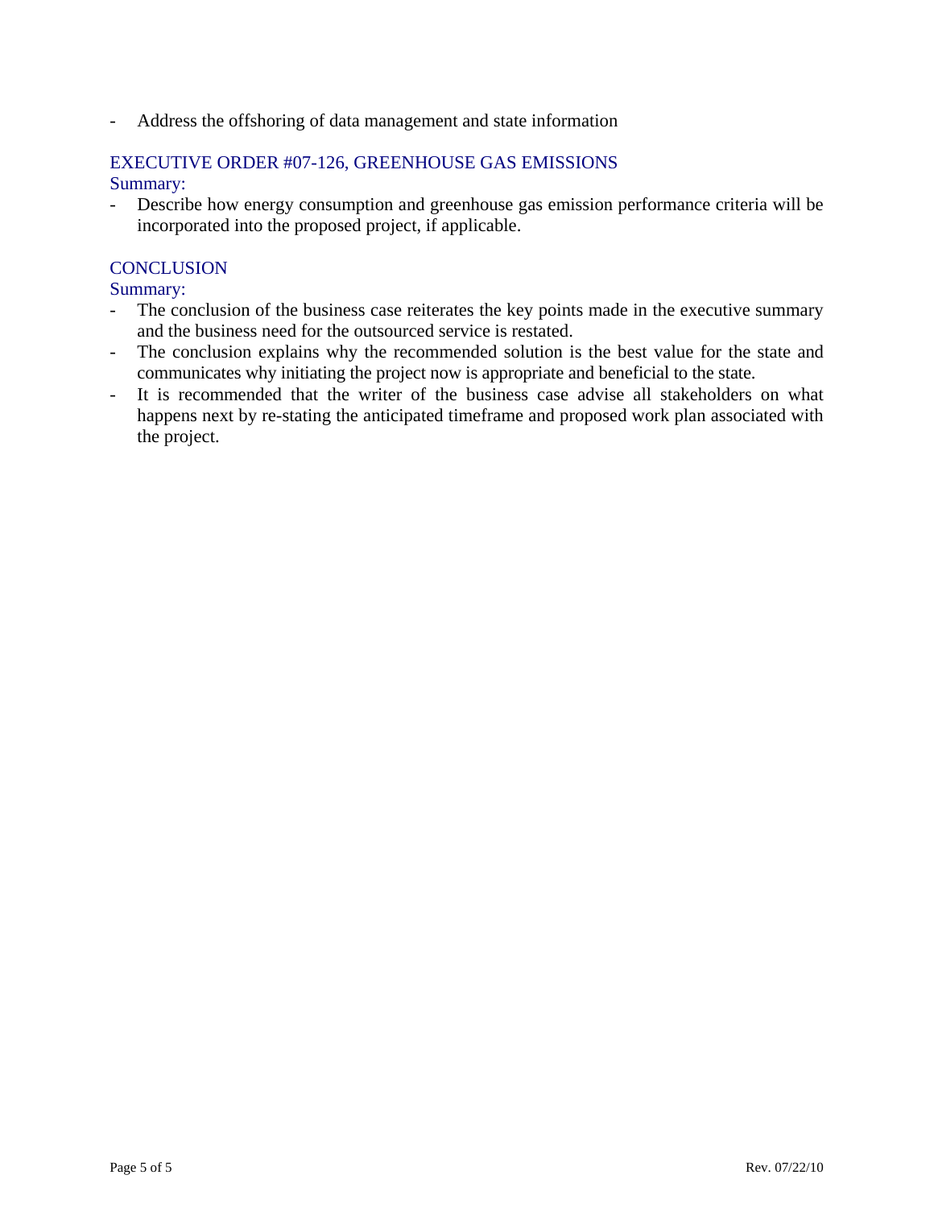- Address the offshoring of data management and state information

## EXECUTIVE ORDER #07-126, GREENHOUSE GAS EMISSIONS

Summary:

- Describe how energy consumption and greenhouse gas emission performance criteria will be incorporated into the proposed project, if applicable.

## CONCLUSION

Summary:

- The conclusion of the business case reiterates the key points made in the executive summary and the business need for the outsourced service is restated.
- The conclusion explains why the recommended solution is the best value for the state and communicates why initiating the project now is appropriate and beneficial to the state.
- It is recommended that the writer of the business case advise all stakeholders on what happens next by re-stating the anticipated timeframe and proposed work plan associated with the project.